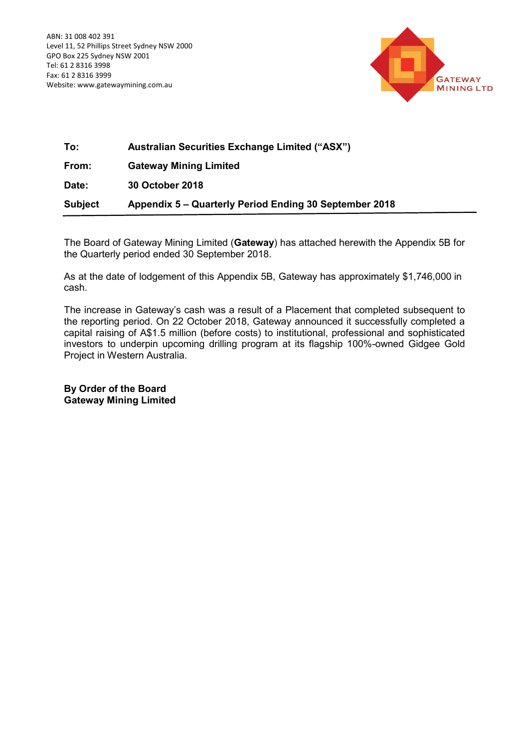ABN: 31 008 402 391
Level 11, 52 Phillips Street Sydney NSW 2000
GPO Box 225 Sydney NSW 2001
Tel: 61 2 8316 3998
Fax: 61 2 8316 3999
Website: www.gatewaymining.com.au

GATEWAY MINING LTD

| | |
|---|---|
| **To:** | **Australian Securities Exchange Limited ("ASX")** |
| **From:** | **Gateway Mining Limited** |
| **Date:** | **30 October 2018** |
| **Subject** | **Appendix 5 – Quarterly Period Ending 30 September 2018** |

The Board of Gateway Mining Limited (**Gateway**) has attached herewith the Appendix 5B for the Quarterly period ended 30 September 2018.

As at the date of lodgement of this Appendix 5B, Gateway has approximately $1,746,000 in cash.

The increase in Gateway's cash was a result of a Placement that completed subsequent to the reporting period. On 22 October 2018, Gateway announced it successfully completed a capital raising of A$1.5 million (before costs) to institutional, professional and sophisticated investors to underpin upcoming drilling program at its flagship 100%-owned Gidgee Gold Project in Western Australia.

**By Order of the Board**
**Gateway Mining Limited**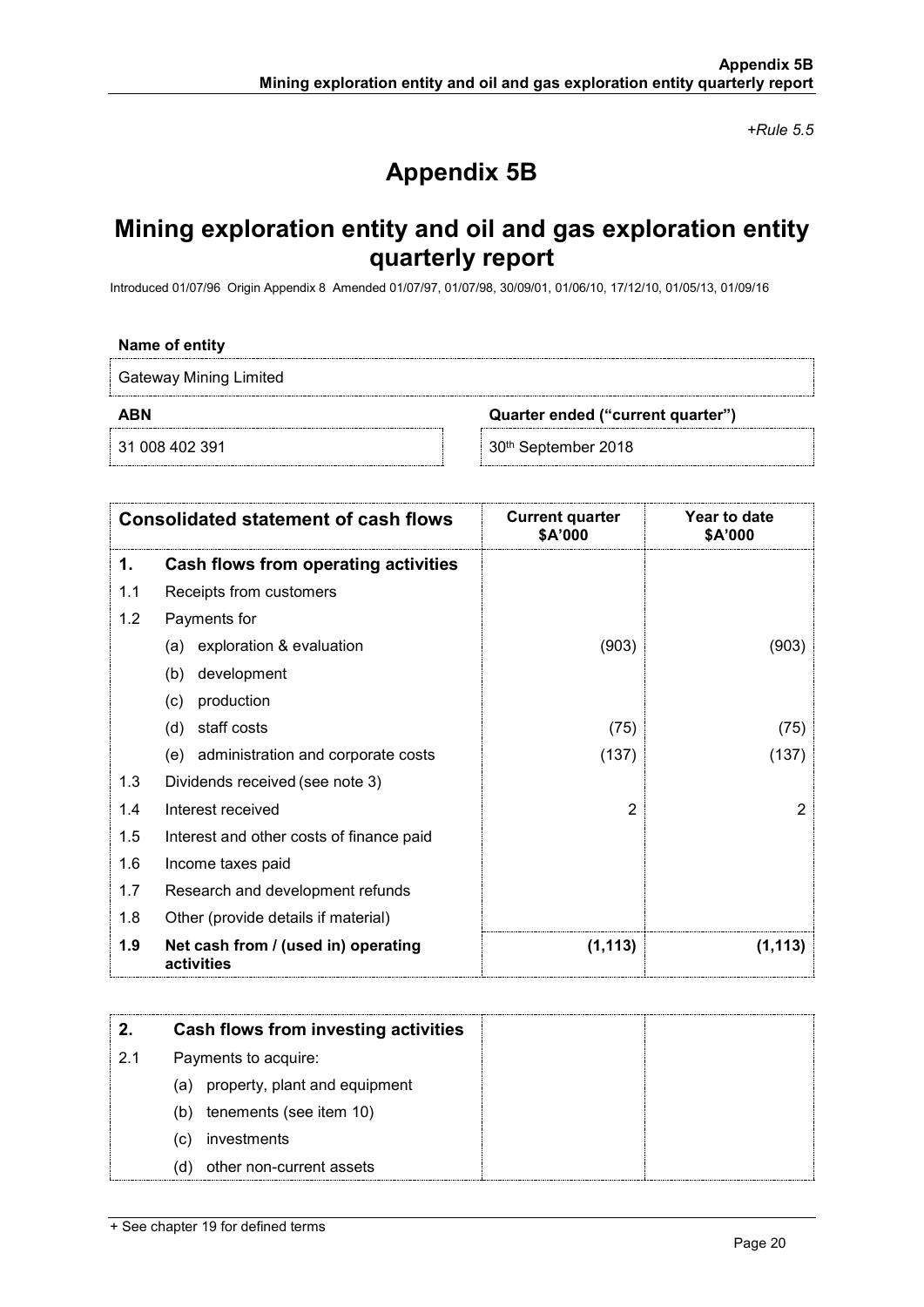*+Rule 5.5*

# Appendix 5B

## Mining exploration entity and oil and gas exploration entity quarterly report

Introduced 01/07/96 Origin Appendix 8 Amended 01/07/97, 01/07/98, 30/09/01, 01/06/10, 17/12/10, 01/05/13, 01/09/16

**Name of entity**

Gateway Mining Limited

| **ABN** | **Quarter ended ("current quarter")** |
|---|---|
| 31 008 402 391 | 30th September 2018 |

| | **Consolidated statement of cash flows** | **Current quarter $A'000** | **Year to date $A'000** |
|---|---|---|---|
| **1.** | **Cash flows from operating activities** | | |
| 1.1 | Receipts from customers | | |
| 1.2 | Payments for | | |
| | (a) exploration & evaluation | (903) | (903) |
| | (b) development | | |
| | (c) production | | |
| | (d) staff costs | (75) | (75) |
| | (e) administration and corporate costs | (137) | (137) |
| 1.3 | Dividends received (see note 3) | | |
| 1.4 | Interest received | 2 | 2 |
| 1.5 | Interest and other costs of finance paid | | |
| 1.6 | Income taxes paid | | |
| 1.7 | Research and development refunds | | |
| 1.8 | Other (provide details if material) | | |
| **1.9** | **Net cash from / (used in) operating activities** | **(1,113)** | **(1,113)** |

| **2.** | **Cash flows from investing activities** | | |
|---|---|---|---|
| 2.1 | Payments to acquire: | | |
| | (a) property, plant and equipment | | |
| | (b) tenements (see item 10) | | |
| | (c) investments | | |
| | (d) other non-current assets | | |

+ See chapter 19 for defined terms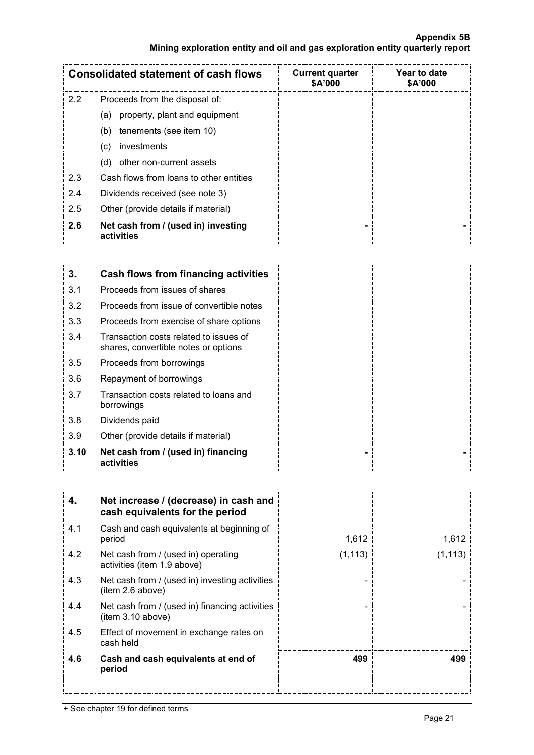| Consolidated statement of cash flows | | Current quarter \$A'000 | Year to date \$A'000 |
|---|---|---|---|
| 2.2 | Proceeds from the disposal of: | | |
| | (a) property, plant and equipment | | |
| | (b) tenements (see item 10) | | |
| | (c) investments | | |
| | (d) other non-current assets | | |
| 2.3 | Cash flows from loans to other entities | | |
| 2.4 | Dividends received (see note 3) | | |
| 2.5 | Other (provide details if material) | | |
| **2.6** | **Net cash from / (used in) investing activities** | **-** | **-** |

| **3.** | **Cash flows from financing activities** | | |
|---|---|---|---|
| 3.1 | Proceeds from issues of shares | | |
| 3.2 | Proceeds from issue of convertible notes | | |
| 3.3 | Proceeds from exercise of share options | | |
| 3.4 | Transaction costs related to issues of shares, convertible notes or options | | |
| 3.5 | Proceeds from borrowings | | |
| 3.6 | Repayment of borrowings | | |
| 3.7 | Transaction costs related to loans and borrowings | | |
| 3.8 | Dividends paid | | |
| 3.9 | Other (provide details if material) | | |
| **3.10** | **Net cash from / (used in) financing activities** | **-** | **-** |

| **4.** | **Net increase / (decrease) in cash and cash equivalents for the period** | | |
|---|---|---|---|
| 4.1 | Cash and cash equivalents at beginning of period | 1,612 | 1,612 |
| 4.2 | Net cash from / (used in) operating activities (item 1.9 above) | (1,113) | (1,113) |
| 4.3 | Net cash from / (used in) investing activities (item 2.6 above) | - | - |
| 4.4 | Net cash from / (used in) financing activities (item 3.10 above) | - | - |
| 4.5 | Effect of movement in exchange rates on cash held | | |
| **4.6** | **Cash and cash equivalents at end of period** | **499** | **499** |

+ See chapter 19 for defined terms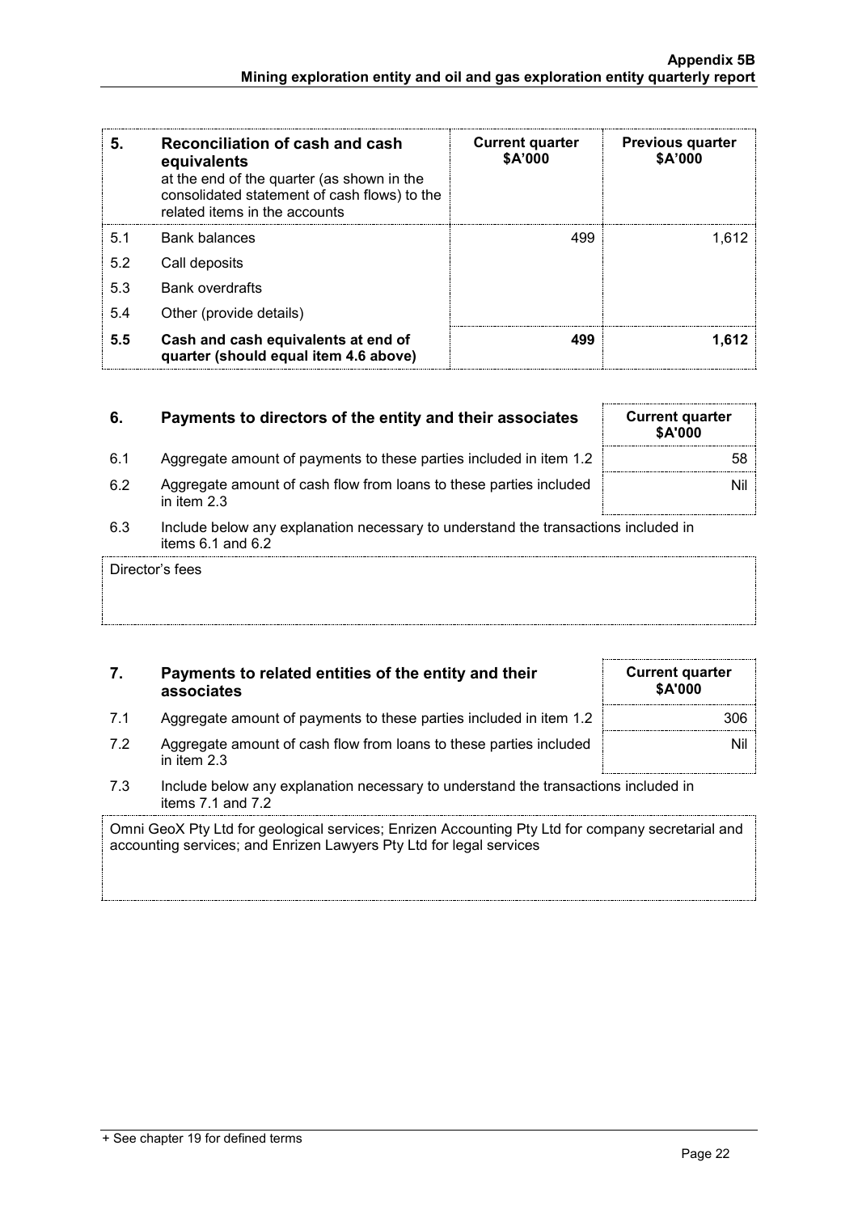| 5. | Reconciliation of cash and cash equivalents<br>at the end of the quarter (as shown in the consolidated statement of cash flows) to the related items in the accounts | Current quarter<br>$A'000 | Previous quarter<br>$A'000 |
|---|---|---|---|
| 5.1 | Bank balances | 499 | 1,612 |
| 5.2 | Call deposits | | |
| 5.3 | Bank overdrafts | | |
| 5.4 | Other (provide details) | | |
| **5.5** | **Cash and cash equivalents at end of quarter (should equal item 4.6 above)** | **499** | **1,612** |

| 6. | Payments to directors of the entity and their associates | Current quarter<br>$A'000 |
|---|---|---|
| 6.1 | Aggregate amount of payments to these parties included in item 1.2 | 58 |
| 6.2 | Aggregate amount of cash flow from loans to these parties included in item 2.3 | Nil |

6.3 Include below any explanation necessary to understand the transactions included in items 6.1 and 6.2

Director's fees

| 7. | Payments to related entities of the entity and their associates | Current quarter<br>$A'000 |
|---|---|---|
| 7.1 | Aggregate amount of payments to these parties included in item 1.2 | 306 |
| 7.2 | Aggregate amount of cash flow from loans to these parties included in item 2.3 | Nil |

7.3 Include below any explanation necessary to understand the transactions included in items 7.1 and 7.2

Omni GeoX Pty Ltd for geological services; Enrizen Accounting Pty Ltd for company secretarial and accounting services; and Enrizen Lawyers Pty Ltd for legal services

+ See chapter 19 for defined terms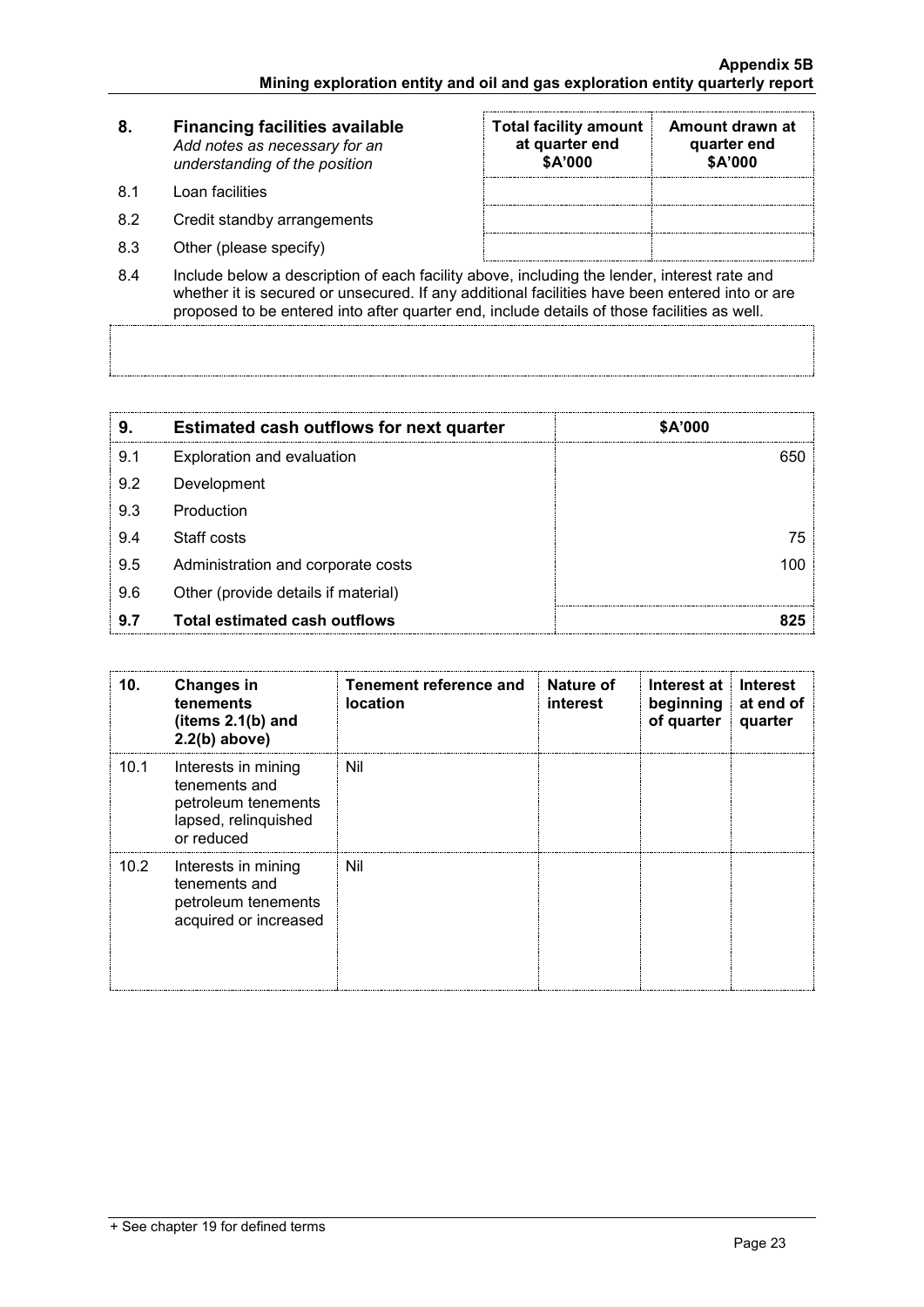| 8. | Financing facilities available *Add notes as necessary for an understanding of the position* | Total facility amount at quarter end \$A'000 | Amount drawn at quarter end \$A'000 |
|---|---|---|---|
| 8.1 | Loan facilities | | |
| 8.2 | Credit standby arrangements | | |
| 8.3 | Other (please specify) | | |

8.4 Include below a description of each facility above, including the lender, interest rate and whether it is secured or unsecured. If any additional facilities have been entered into or are proposed to be entered into after quarter end, include details of those facilities as well.

| 9. | Estimated cash outflows for next quarter | \$A'000 |
|---|---|---|
| 9.1 | Exploration and evaluation | 650 |
| 9.2 | Development | |
| 9.3 | Production | |
| 9.4 | Staff costs | 75 |
| 9.5 | Administration and corporate costs | 100 |
| 9.6 | Other (provide details if material) | |
| **9.7** | **Total estimated cash outflows** | **825** |

| 10. | Changes in tenements (items 2.1(b) and 2.2(b) above) | Tenement reference and location | Nature of interest | Interest at beginning of quarter | Interest at end of quarter |
|---|---|---|---|---|---|
| 10.1 | Interests in mining tenements and petroleum tenements lapsed, relinquished or reduced | Nil | | | |
| 10.2 | Interests in mining tenements and petroleum tenements acquired or increased | Nil | | | |

+ See chapter 19 for defined terms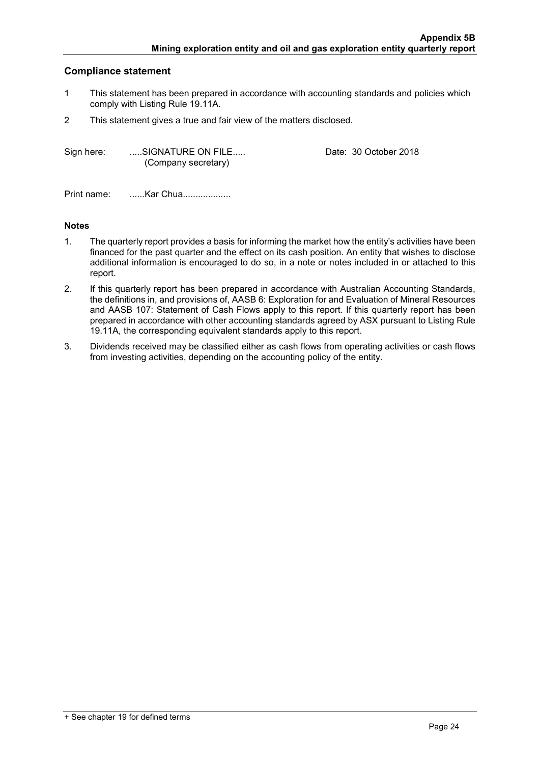## Compliance statement

1 This statement has been prepared in accordance with accounting standards and policies which comply with Listing Rule 19.11A.

2 This statement gives a true and fair view of the matters disclosed.

Sign here: .....SIGNATURE ON FILE..... Date: 30 October 2018
(Company secretary)

Print name: ......Kar Chua..................

**Notes**

1. The quarterly report provides a basis for informing the market how the entity's activities have been financed for the past quarter and the effect on its cash position. An entity that wishes to disclose additional information is encouraged to do so, in a note or notes included in or attached to this report.
2. If this quarterly report has been prepared in accordance with Australian Accounting Standards, the definitions in, and provisions of, AASB 6: Exploration for and Evaluation of Mineral Resources and AASB 107: Statement of Cash Flows apply to this report. If this quarterly report has been prepared in accordance with other accounting standards agreed by ASX pursuant to Listing Rule 19.11A, the corresponding equivalent standards apply to this report.
3. Dividends received may be classified either as cash flows from operating activities or cash flows from investing activities, depending on the accounting policy of the entity.

+ See chapter 19 for defined terms